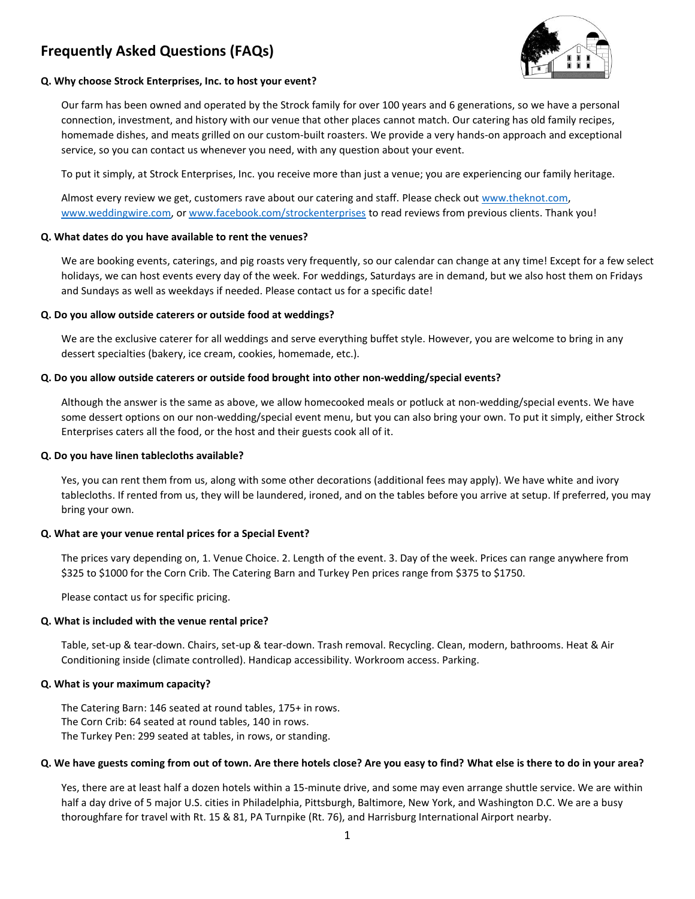# Frequently Asked Questions (FAQs)

**Q. Why choose Strock Enterprises, Inc. to host your event?**

Our farm has been owned and operated by the Strock family for over 100 years and 6 generations, so we have a personal connection, investment, and history with our venue that other places cannot match. Our catering has old family recipes, homemade dishes, and meats grilled on our custom-built roasters. We provide a very hands-on approach and exceptional service, so you can contact us whenever you need, with any question about your event.

To put it simply, at Strock Enterprises, Inc. you receive more than just a venue; you are experiencing our family heritage.

Almost every review we get, customers rave about our catering and staff. Please check out www.theknot.com, www.weddingwire.com, or www.facebook.com/strockenterprises to read reviews from previous clients. Thank you!

**Q. What dates do you have available to rent the venues?**

We are booking events, caterings, and pig roasts very frequently, so our calendar can change at any time! Except for a few select holidays, we can host events every day of the week. For weddings, Saturdays are in demand, but we also host them on Fridays and Sundays as well as weekdays if needed. Please contact us for a specific date!

**Q. Do you allow outside caterers or outside food at weddings?**

We are the exclusive caterer for all weddings and serve everything buffet style. However, you are welcome to bring in any dessert specialties (bakery, ice cream, cookies, homemade, etc.).

**Q. Do you allow outside caterers or outside food brought into other non-wedding/special events?**

Although the answer is the same as above, we allow homecooked meals or potluck at non-wedding/special events. We have some dessert options on our non-wedding/special event menu, but you can also bring your own. To put it simply, either Strock Enterprises caters all the food, or the host and their guests cook all of it.

**Q. Do you have linen tablecloths available?**

Yes, you can rent them from us, along with some other decorations (additional fees may apply). We have white and ivory tablecloths. If rented from us, they will be laundered, ironed, and on the tables before you arrive at setup. If preferred, you may bring your own.

**Q. What are your venue rental prices for a Special Event?**

The prices vary depending on, 1. Venue Choice. 2. Length of the event. 3. Day of the week. Prices can range anywhere from $325 to $1000 for the Corn Crib. The Catering Barn and Turkey Pen prices range from $375 to $1750.

Please contact us for specific pricing.

**Q. What is included with the venue rental price?**

Table, set-up & tear-down. Chairs, set-up & tear-down. Trash removal. Recycling. Clean, modern, bathrooms. Heat & Air Conditioning inside (climate controlled). Handicap accessibility. Workroom access. Parking.

**Q. What is your maximum capacity?**

The Catering Barn: 146 seated at round tables, 175+ in rows.
The Corn Crib: 64 seated at round tables, 140 in rows.
The Turkey Pen: 299 seated at tables, in rows, or standing.

**Q. We have guests coming from out of town. Are there hotels close? Are you easy to find? What else is there to do in your area?**

Yes, there are at least half a dozen hotels within a 15-minute drive, and some may even arrange shuttle service. We are within half a day drive of 5 major U.S. cities in Philadelphia, Pittsburgh, Baltimore, New York, and Washington D.C. We are a busy thoroughfare for travel with Rt. 15 & 81, PA Turnpike (Rt. 76), and Harrisburg International Airport nearby.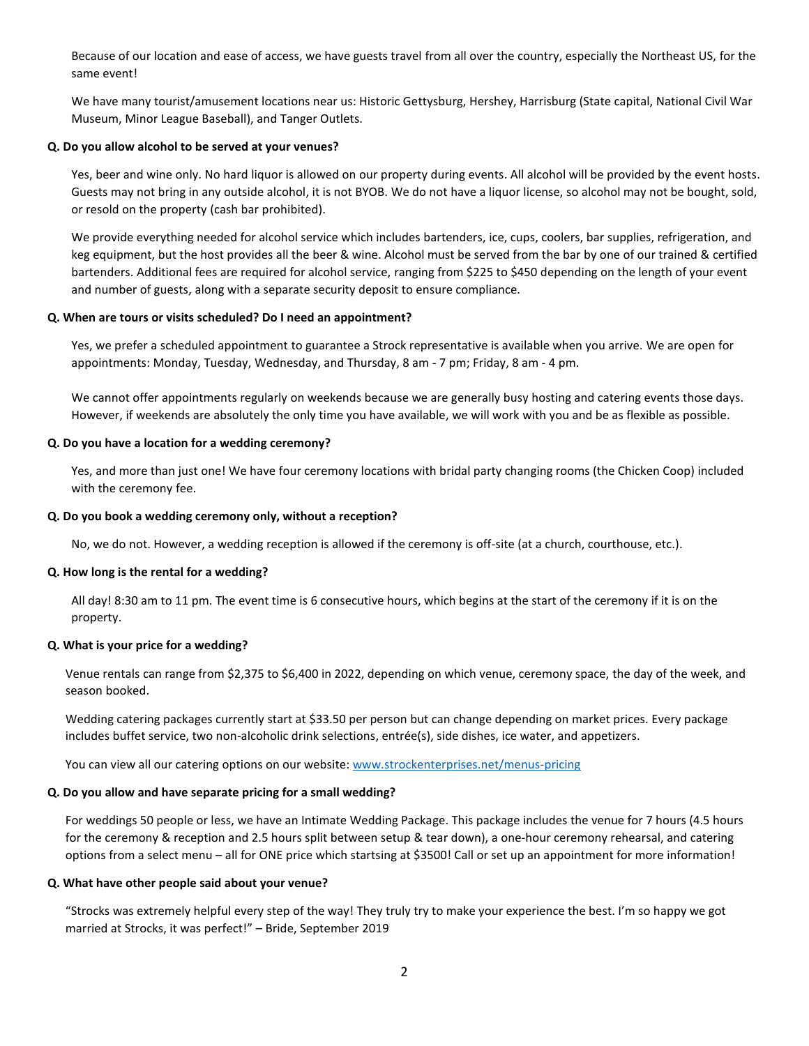Because of our location and ease of access, we have guests travel from all over the country, especially the Northeast US, for the same event!

We have many tourist/amusement locations near us: Historic Gettysburg, Hershey, Harrisburg (State capital, National Civil War Museum, Minor League Baseball), and Tanger Outlets.

**Q. Do you allow alcohol to be served at your venues?**

Yes, beer and wine only. No hard liquor is allowed on our property during events. All alcohol will be provided by the event hosts. Guests may not bring in any outside alcohol, it is not BYOB. We do not have a liquor license, so alcohol may not be bought, sold, or resold on the property (cash bar prohibited).

We provide everything needed for alcohol service which includes bartenders, ice, cups, coolers, bar supplies, refrigeration, and keg equipment, but the host provides all the beer & wine. Alcohol must be served from the bar by one of our trained & certified bartenders. Additional fees are required for alcohol service, ranging from $225 to $450 depending on the length of your event and number of guests, along with a separate security deposit to ensure compliance.

**Q. When are tours or visits scheduled? Do I need an appointment?**

Yes, we prefer a scheduled appointment to guarantee a Strock representative is available when you arrive. We are open for appointments: Monday, Tuesday, Wednesday, and Thursday, 8 am - 7 pm; Friday, 8 am - 4 pm.

We cannot offer appointments regularly on weekends because we are generally busy hosting and catering events those days. However, if weekends are absolutely the only time you have available, we will work with you and be as flexible as possible.

**Q. Do you have a location for a wedding ceremony?**

Yes, and more than just one! We have four ceremony locations with bridal party changing rooms (the Chicken Coop) included with the ceremony fee.

**Q. Do you book a wedding ceremony only, without a reception?**

No, we do not. However, a wedding reception is allowed if the ceremony is off-site (at a church, courthouse, etc.).

**Q. How long is the rental for a wedding?**

All day! 8:30 am to 11 pm. The event time is 6 consecutive hours, which begins at the start of the ceremony if it is on the property.

**Q. What is your price for a wedding?**

Venue rentals can range from $2,375 to $6,400 in 2022, depending on which venue, ceremony space, the day of the week, and season booked.

Wedding catering packages currently start at $33.50 per person but can change depending on market prices. Every package includes buffet service, two non-alcoholic drink selections, entrée(s), side dishes, ice water, and appetizers.

You can view all our catering options on our website: [www.strockenterprises.net/menus-pricing](http://www.strockenterprises.net/menus-pricing)

**Q. Do you allow and have separate pricing for a small wedding?**

For weddings 50 people or less, we have an Intimate Wedding Package. This package includes the venue for 7 hours (4.5 hours for the ceremony & reception and 2.5 hours split between setup & tear down), a one-hour ceremony rehearsal, and catering options from a select menu – all for ONE price which startsing at $3500! Call or set up an appointment for more information!

**Q. What have other people said about your venue?**

"Strocks was extremely helpful every step of the way! They truly try to make your experience the best. I'm so happy we got married at Strocks, it was perfect!" – Bride, September 2019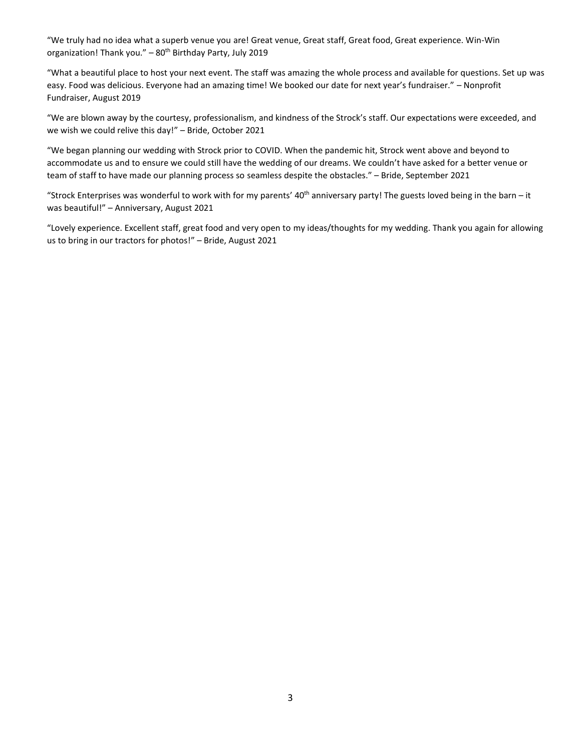"We truly had no idea what a superb venue you are! Great venue, Great staff, Great food, Great experience. Win-Win organization! Thank you." – 80th Birthday Party, July 2019

"What a beautiful place to host your next event. The staff was amazing the whole process and available for questions. Set up was easy. Food was delicious. Everyone had an amazing time! We booked our date for next year's fundraiser." – Nonprofit Fundraiser, August 2019

"We are blown away by the courtesy, professionalism, and kindness of the Strock's staff. Our expectations were exceeded, and we wish we could relive this day!" – Bride, October 2021

"We began planning our wedding with Strock prior to COVID. When the pandemic hit, Strock went above and beyond to accommodate us and to ensure we could still have the wedding of our dreams. We couldn't have asked for a better venue or team of staff to have made our planning process so seamless despite the obstacles." – Bride, September 2021

"Strock Enterprises was wonderful to work with for my parents' 40th anniversary party! The guests loved being in the barn – it was beautiful!" – Anniversary, August 2021

"Lovely experience. Excellent staff, great food and very open to my ideas/thoughts for my wedding. Thank you again for allowing us to bring in our tractors for photos!" – Bride, August 2021